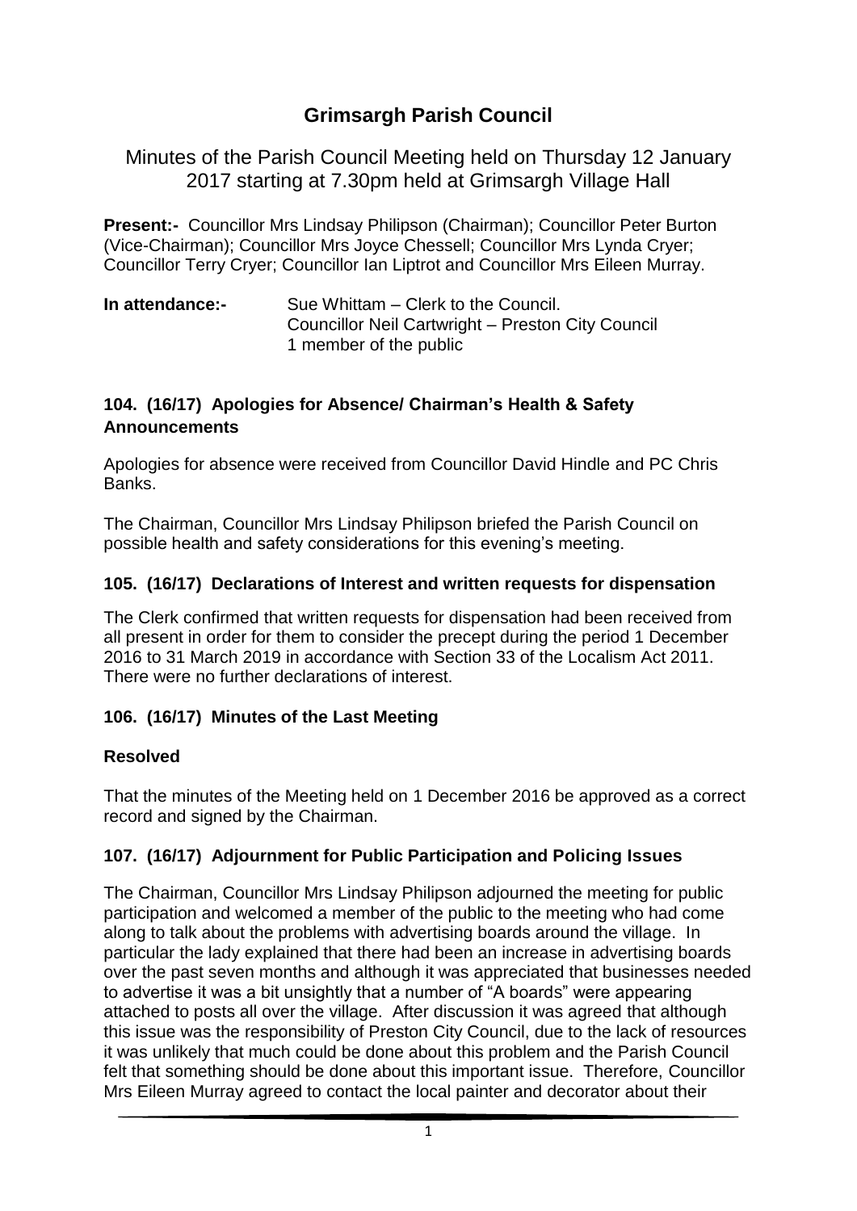# Grimsargh Parish Council

## Minutes of the Parish Council Meeting held on Thursday 12 January 2017 starting at 7.30pm held at Grimsargh Village Hall

**Present:-** Councillor Mrs Lindsay Philipson (Chairman); Councillor Peter Burton (Vice-Chairman); Councillor Mrs Joyce Chessell; Councillor Mrs Lynda Cryer; Councillor Terry Cryer; Councillor Ian Liptrot and Councillor Mrs Eileen Murray.

**In attendance:-** Sue Whittam – Clerk to the Council.
Councillor Neil Cartwright – Preston City Council
1 member of the public

### 104. (16/17) Apologies for Absence/ Chairman's Health & Safety Announcements

Apologies for absence were received from Councillor David Hindle and PC Chris Banks.

The Chairman, Councillor Mrs Lindsay Philipson briefed the Parish Council on possible health and safety considerations for this evening's meeting.

### 105. (16/17) Declarations of Interest and written requests for dispensation

The Clerk confirmed that written requests for dispensation had been received from all present in order for them to consider the precept during the period 1 December 2016 to 31 March 2019 in accordance with Section 33 of the Localism Act 2011. There were no further declarations of interest.

### 106. (16/17) Minutes of the Last Meeting

**Resolved**

That the minutes of the Meeting held on 1 December 2016 be approved as a correct record and signed by the Chairman.

### 107. (16/17) Adjournment for Public Participation and Policing Issues

The Chairman, Councillor Mrs Lindsay Philipson adjourned the meeting for public participation and welcomed a member of the public to the meeting who had come along to talk about the problems with advertising boards around the village. In particular the lady explained that there had been an increase in advertising boards over the past seven months and although it was appreciated that businesses needed to advertise it was a bit unsightly that a number of "A boards" were appearing attached to posts all over the village. After discussion it was agreed that although this issue was the responsibility of Preston City Council, due to the lack of resources it was unlikely that much could be done about this problem and the Parish Council felt that something should be done about this important issue. Therefore, Councillor Mrs Eileen Murray agreed to contact the local painter and decorator about their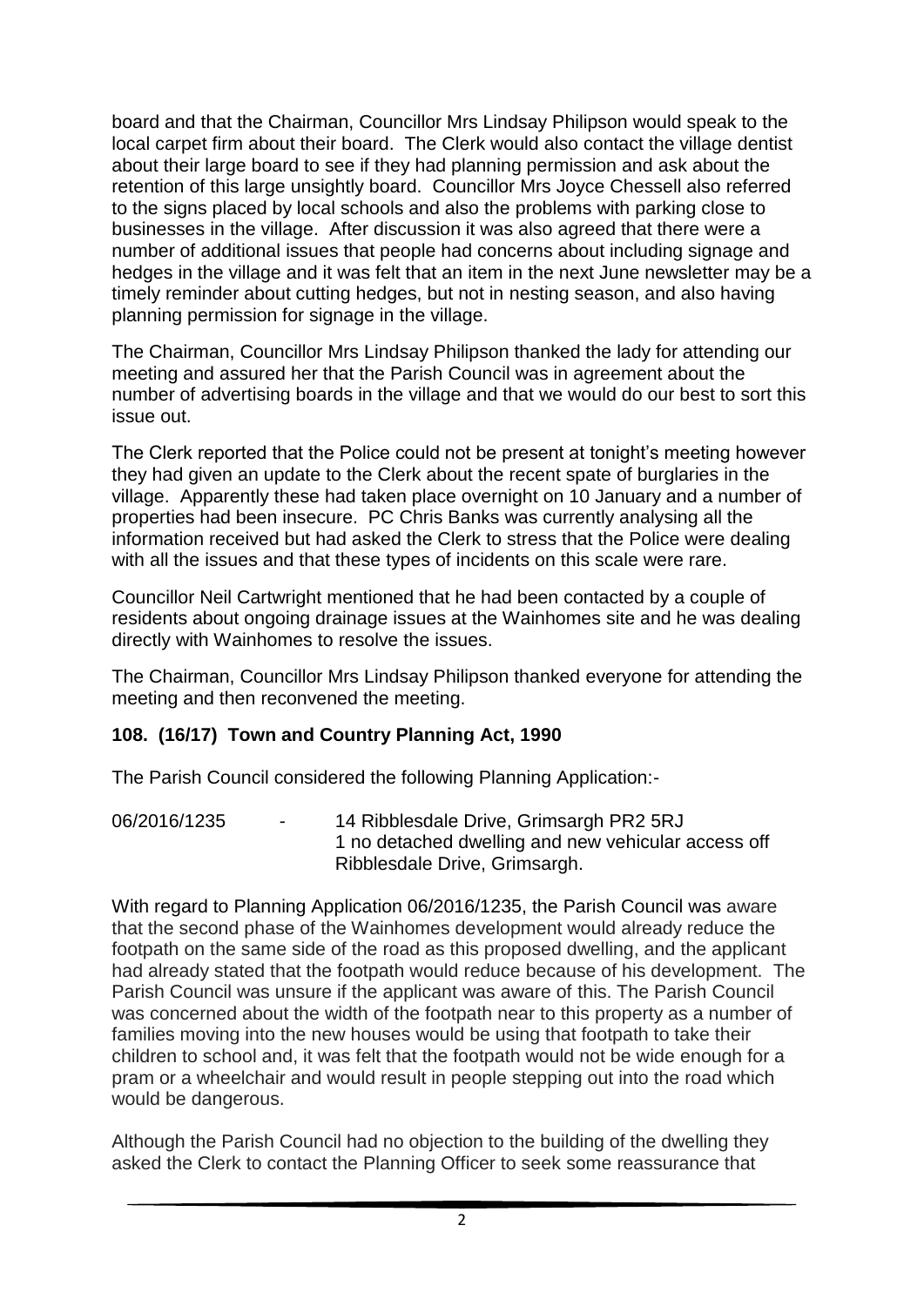board and that the Chairman, Councillor Mrs Lindsay Philipson would speak to the local carpet firm about their board. The Clerk would also contact the village dentist about their large board to see if they had planning permission and ask about the retention of this large unsightly board. Councillor Mrs Joyce Chessell also referred to the signs placed by local schools and also the problems with parking close to businesses in the village. After discussion it was also agreed that there were a number of additional issues that people had concerns about including signage and hedges in the village and it was felt that an item in the next June newsletter may be a timely reminder about cutting hedges, but not in nesting season, and also having planning permission for signage in the village.

The Chairman, Councillor Mrs Lindsay Philipson thanked the lady for attending our meeting and assured her that the Parish Council was in agreement about the number of advertising boards in the village and that we would do our best to sort this issue out.

The Clerk reported that the Police could not be present at tonight's meeting however they had given an update to the Clerk about the recent spate of burglaries in the village. Apparently these had taken place overnight on 10 January and a number of properties had been insecure. PC Chris Banks was currently analysing all the information received but had asked the Clerk to stress that the Police were dealing with all the issues and that these types of incidents on this scale were rare.

Councillor Neil Cartwright mentioned that he had been contacted by a couple of residents about ongoing drainage issues at the Wainhomes site and he was dealing directly with Wainhomes to resolve the issues.

The Chairman, Councillor Mrs Lindsay Philipson thanked everyone for attending the meeting and then reconvened the meeting.

## 108. (16/17) Town and Country Planning Act, 1990

The Parish Council considered the following Planning Application:-

06/2016/1235 - 14 Ribblesdale Drive, Grimsargh PR2 5RJ
1 no detached dwelling and new vehicular access off Ribblesdale Drive, Grimsargh.

With regard to Planning Application 06/2016/1235, the Parish Council was aware that the second phase of the Wainhomes development would already reduce the footpath on the same side of the road as this proposed dwelling, and the applicant had already stated that the footpath would reduce because of his development. The Parish Council was unsure if the applicant was aware of this. The Parish Council was concerned about the width of the footpath near to this property as a number of families moving into the new houses would be using that footpath to take their children to school and, it was felt that the footpath would not be wide enough for a pram or a wheelchair and would result in people stepping out into the road which would be dangerous.

Although the Parish Council had no objection to the building of the dwelling they asked the Clerk to contact the Planning Officer to seek some reassurance that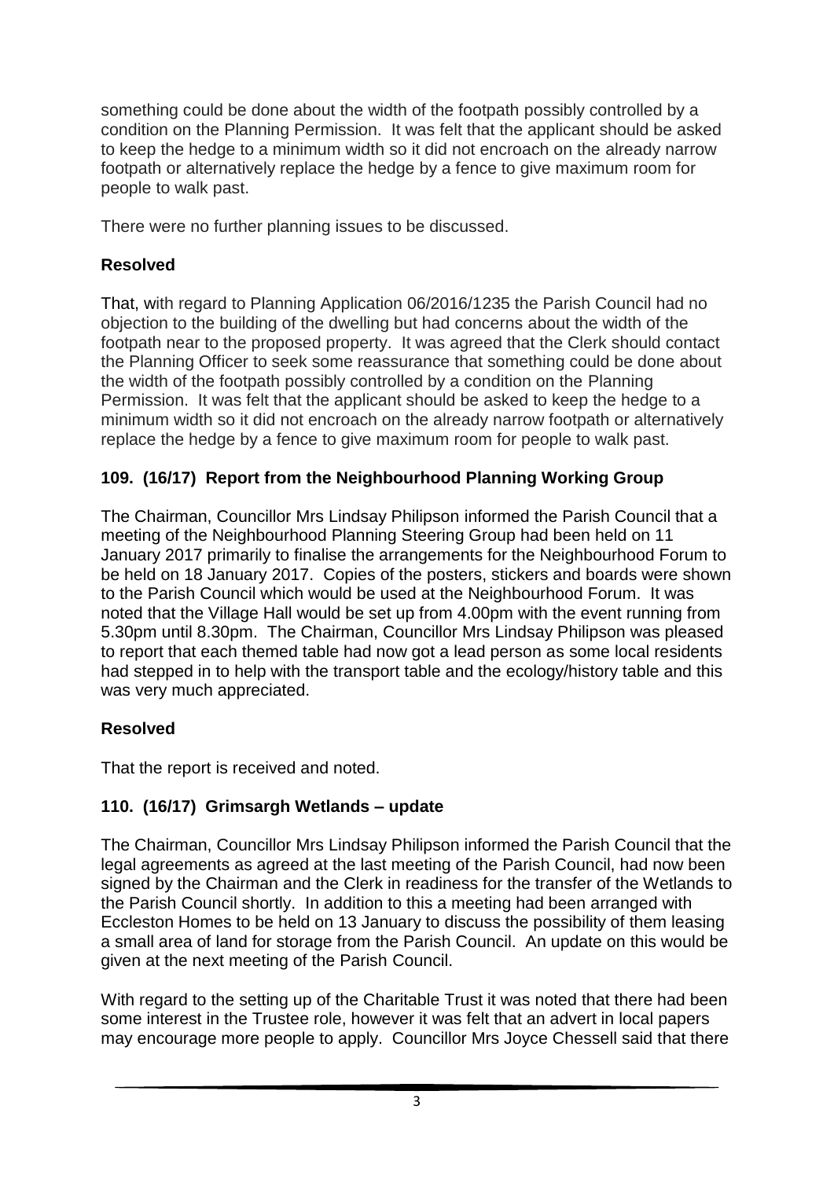something could be done about the width of the footpath possibly controlled by a condition on the Planning Permission. It was felt that the applicant should be asked to keep the hedge to a minimum width so it did not encroach on the already narrow footpath or alternatively replace the hedge by a fence to give maximum room for people to walk past.

There were no further planning issues to be discussed.

**Resolved**

That, with regard to Planning Application 06/2016/1235 the Parish Council had no objection to the building of the dwelling but had concerns about the width of the footpath near to the proposed property. It was agreed that the Clerk should contact the Planning Officer to seek some reassurance that something could be done about the width of the footpath possibly controlled by a condition on the Planning Permission. It was felt that the applicant should be asked to keep the hedge to a minimum width so it did not encroach on the already narrow footpath or alternatively replace the hedge by a fence to give maximum room for people to walk past.

## 109. (16/17) Report from the Neighbourhood Planning Working Group

The Chairman, Councillor Mrs Lindsay Philipson informed the Parish Council that a meeting of the Neighbourhood Planning Steering Group had been held on 11 January 2017 primarily to finalise the arrangements for the Neighbourhood Forum to be held on 18 January 2017. Copies of the posters, stickers and boards were shown to the Parish Council which would be used at the Neighbourhood Forum. It was noted that the Village Hall would be set up from 4.00pm with the event running from 5.30pm until 8.30pm. The Chairman, Councillor Mrs Lindsay Philipson was pleased to report that each themed table had now got a lead person as some local residents had stepped in to help with the transport table and the ecology/history table and this was very much appreciated.

**Resolved**

That the report is received and noted.

## 110. (16/17) Grimsargh Wetlands – update

The Chairman, Councillor Mrs Lindsay Philipson informed the Parish Council that the legal agreements as agreed at the last meeting of the Parish Council, had now been signed by the Chairman and the Clerk in readiness for the transfer of the Wetlands to the Parish Council shortly. In addition to this a meeting had been arranged with Eccleston Homes to be held on 13 January to discuss the possibility of them leasing a small area of land for storage from the Parish Council. An update on this would be given at the next meeting of the Parish Council.

With regard to the setting up of the Charitable Trust it was noted that there had been some interest in the Trustee role, however it was felt that an advert in local papers may encourage more people to apply. Councillor Mrs Joyce Chessell said that there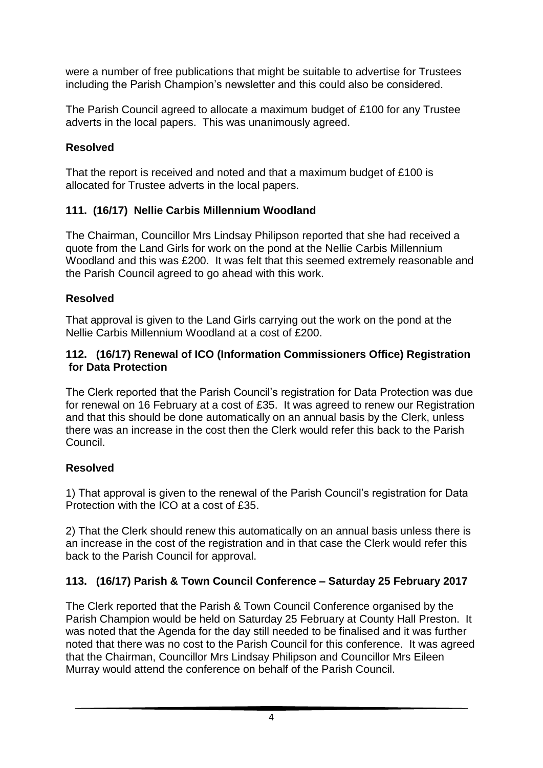were a number of free publications that might be suitable to advertise for Trustees including the Parish Champion's newsletter and this could also be considered.

The Parish Council agreed to allocate a maximum budget of £100 for any Trustee adverts in the local papers. This was unanimously agreed.

**Resolved**

That the report is received and noted and that a maximum budget of £100 is allocated for Trustee adverts in the local papers.

### 111. (16/17) Nellie Carbis Millennium Woodland

The Chairman, Councillor Mrs Lindsay Philipson reported that she had received a quote from the Land Girls for work on the pond at the Nellie Carbis Millennium Woodland and this was £200. It was felt that this seemed extremely reasonable and the Parish Council agreed to go ahead with this work.

**Resolved**

That approval is given to the Land Girls carrying out the work on the pond at the Nellie Carbis Millennium Woodland at a cost of £200.

### 112. (16/17) Renewal of ICO (Information Commissioners Office) Registration for Data Protection

The Clerk reported that the Parish Council's registration for Data Protection was due for renewal on 16 February at a cost of £35. It was agreed to renew our Registration and that this should be done automatically on an annual basis by the Clerk, unless there was an increase in the cost then the Clerk would refer this back to the Parish Council.

**Resolved**

1) That approval is given to the renewal of the Parish Council's registration for Data Protection with the ICO at a cost of £35.

2) That the Clerk should renew this automatically on an annual basis unless there is an increase in the cost of the registration and in that case the Clerk would refer this back to the Parish Council for approval.

### 113. (16/17) Parish & Town Council Conference – Saturday 25 February 2017

The Clerk reported that the Parish & Town Council Conference organised by the Parish Champion would be held on Saturday 25 February at County Hall Preston. It was noted that the Agenda for the day still needed to be finalised and it was further noted that there was no cost to the Parish Council for this conference. It was agreed that the Chairman, Councillor Mrs Lindsay Philipson and Councillor Mrs Eileen Murray would attend the conference on behalf of the Parish Council.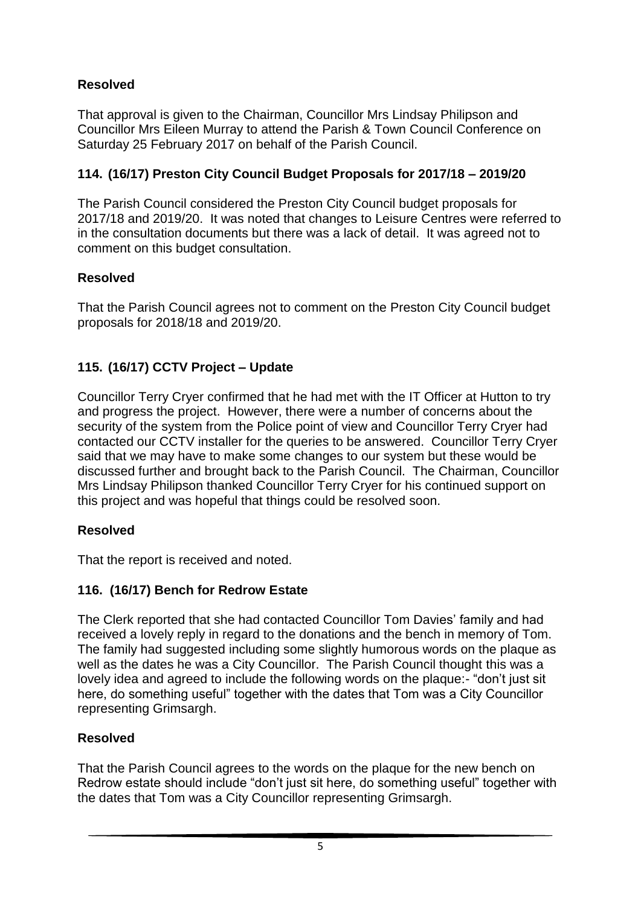**Resolved**

That approval is given to the Chairman, Councillor Mrs Lindsay Philipson and Councillor Mrs Eileen Murray to attend the Parish & Town Council Conference on Saturday 25 February 2017 on behalf of the Parish Council.

### 114. (16/17) Preston City Council Budget Proposals for 2017/18 – 2019/20

The Parish Council considered the Preston City Council budget proposals for 2017/18 and 2019/20. It was noted that changes to Leisure Centres were referred to in the consultation documents but there was a lack of detail. It was agreed not to comment on this budget consultation.

**Resolved**

That the Parish Council agrees not to comment on the Preston City Council budget proposals for 2018/18 and 2019/20.

### 115. (16/17) CCTV Project – Update

Councillor Terry Cryer confirmed that he had met with the IT Officer at Hutton to try and progress the project. However, there were a number of concerns about the security of the system from the Police point of view and Councillor Terry Cryer had contacted our CCTV installer for the queries to be answered. Councillor Terry Cryer said that we may have to make some changes to our system but these would be discussed further and brought back to the Parish Council. The Chairman, Councillor Mrs Lindsay Philipson thanked Councillor Terry Cryer for his continued support on this project and was hopeful that things could be resolved soon.

**Resolved**

That the report is received and noted.

### 116. (16/17) Bench for Redrow Estate

The Clerk reported that she had contacted Councillor Tom Davies' family and had received a lovely reply in regard to the donations and the bench in memory of Tom. The family had suggested including some slightly humorous words on the plaque as well as the dates he was a City Councillor. The Parish Council thought this was a lovely idea and agreed to include the following words on the plaque:- "don't just sit here, do something useful" together with the dates that Tom was a City Councillor representing Grimsargh.

**Resolved**

That the Parish Council agrees to the words on the plaque for the new bench on Redrow estate should include "don't just sit here, do something useful" together with the dates that Tom was a City Councillor representing Grimsargh.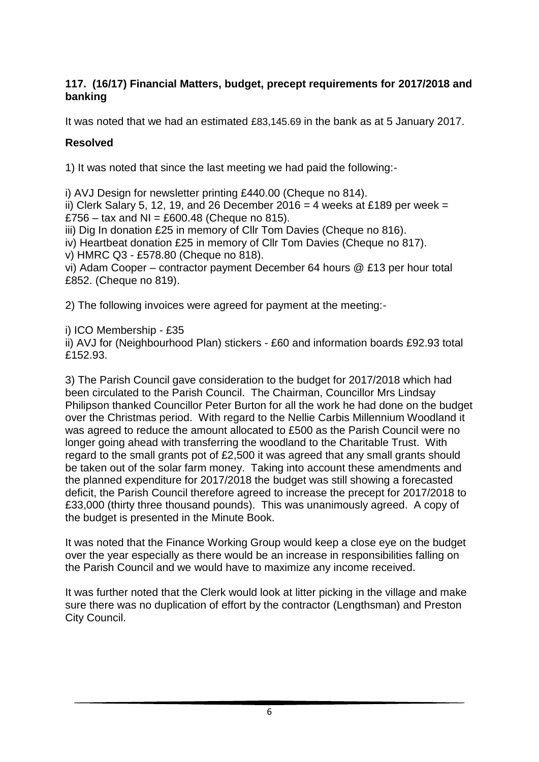**117. (16/17) Financial Matters, budget, precept requirements for 2017/2018 and banking**

It was noted that we had an estimated £83,145.69 in the bank as at 5 January 2017.

**Resolved**

1) It was noted that since the last meeting we had paid the following:-

i) AVJ Design for newsletter printing £440.00 (Cheque no 814).
ii) Clerk Salary 5, 12, 19, and 26 December 2016 = 4 weeks at £189 per week = £756 – tax and NI = £600.48 (Cheque no 815).
iii) Dig In donation £25 in memory of Cllr Tom Davies (Cheque no 816).
iv) Heartbeat donation £25 in memory of Cllr Tom Davies (Cheque no 817).
v) HMRC Q3 - £578.80 (Cheque no 818).
vi) Adam Cooper – contractor payment December 64 hours @ £13 per hour total £852. (Cheque no 819).

2) The following invoices were agreed for payment at the meeting:-

i) ICO Membership - £35
ii) AVJ for (Neighbourhood Plan) stickers - £60 and information boards £92.93 total £152.93.

3) The Parish Council gave consideration to the budget for 2017/2018 which had been circulated to the Parish Council. The Chairman, Councillor Mrs Lindsay Philipson thanked Councillor Peter Burton for all the work he had done on the budget over the Christmas period. With regard to the Nellie Carbis Millennium Woodland it was agreed to reduce the amount allocated to £500 as the Parish Council were no longer going ahead with transferring the woodland to the Charitable Trust. With regard to the small grants pot of £2,500 it was agreed that any small grants should be taken out of the solar farm money. Taking into account these amendments and the planned expenditure for 2017/2018 the budget was still showing a forecasted deficit, the Parish Council therefore agreed to increase the precept for 2017/2018 to £33,000 (thirty three thousand pounds). This was unanimously agreed. A copy of the budget is presented in the Minute Book.

It was noted that the Finance Working Group would keep a close eye on the budget over the year especially as there would be an increase in responsibilities falling on the Parish Council and we would have to maximize any income received.

It was further noted that the Clerk would look at litter picking in the village and make sure there was no duplication of effort by the contractor (Lengthsman) and Preston City Council.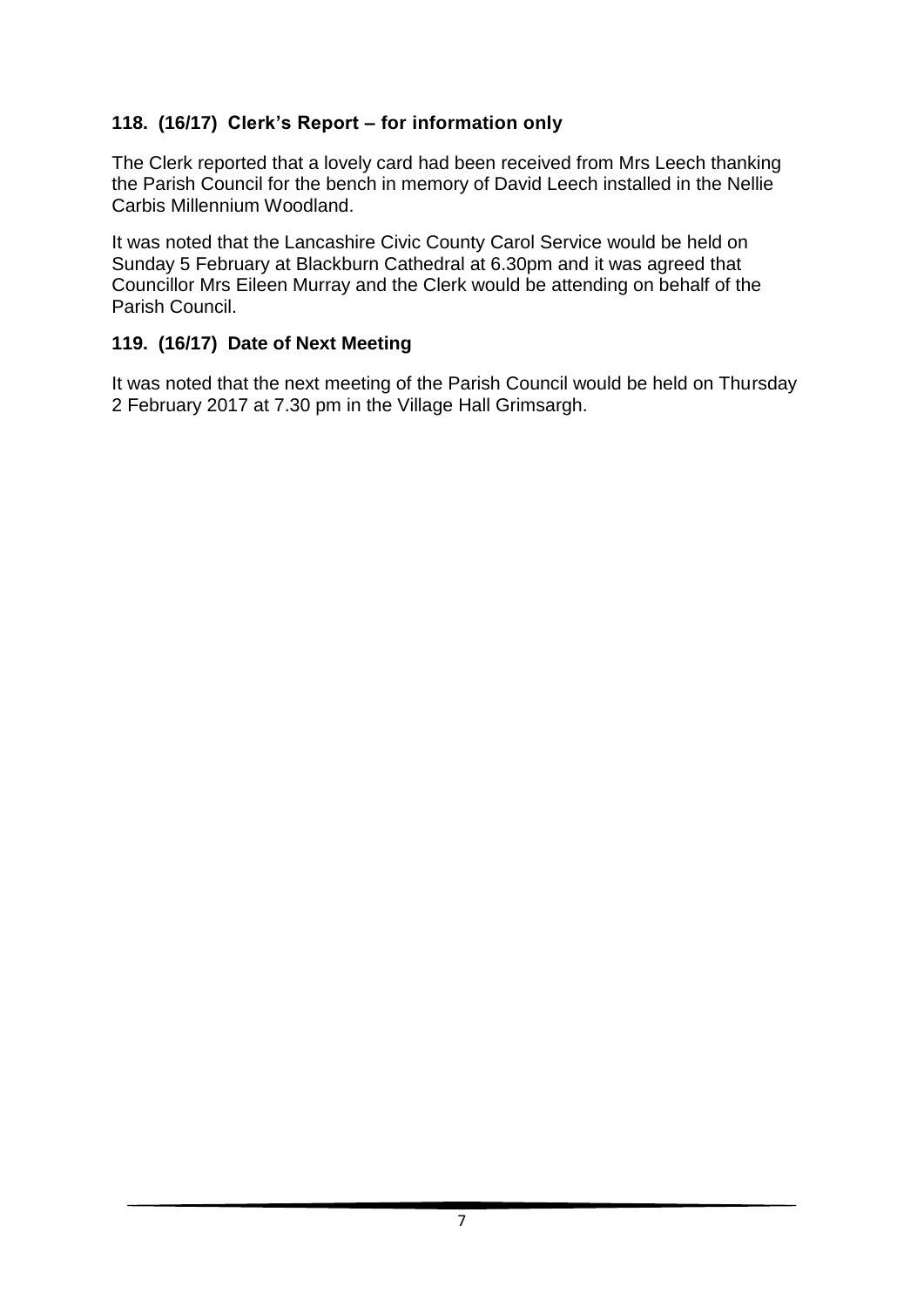### 118. (16/17) Clerk's Report – for information only

The Clerk reported that a lovely card had been received from Mrs Leech thanking the Parish Council for the bench in memory of David Leech installed in the Nellie Carbis Millennium Woodland.

It was noted that the Lancashire Civic County Carol Service would be held on Sunday 5 February at Blackburn Cathedral at 6.30pm and it was agreed that Councillor Mrs Eileen Murray and the Clerk would be attending on behalf of the Parish Council.

### 119. (16/17) Date of Next Meeting

It was noted that the next meeting of the Parish Council would be held on Thursday 2 February 2017 at 7.30 pm in the Village Hall Grimsargh.